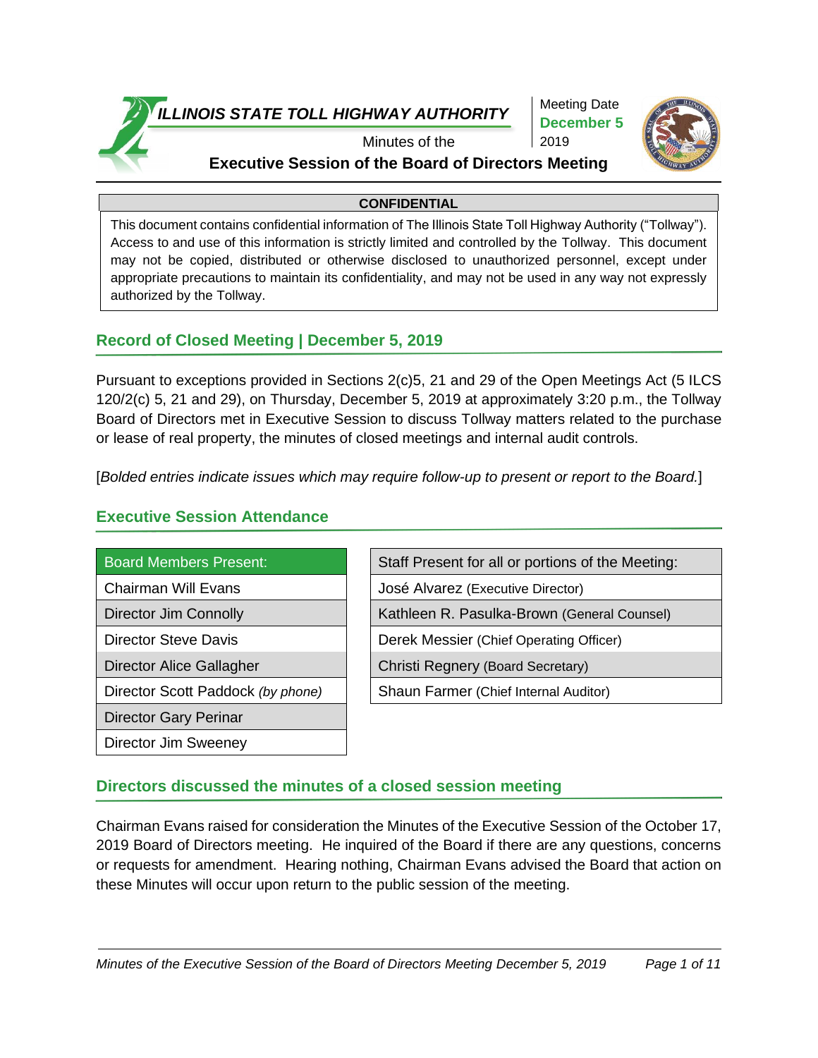# ILLINOIS STATE TOLL HIGHWAY AUTHORITY

Minutes of the

**Executive Session of the Board of Directors Meeting**

Meeting Date
**December 5**
2019

**CONFIDENTIAL**

This document contains confidential information of The Illinois State Toll Highway Authority ("Tollway"). Access to and use of this information is strictly limited and controlled by the Tollway. This document may not be copied, distributed or otherwise disclosed to unauthorized personnel, except under appropriate precautions to maintain its confidentiality, and may not be used in any way not expressly authorized by the Tollway.

## Record of Closed Meeting | December 5, 2019

Pursuant to exceptions provided in Sections 2(c)5, 21 and 29 of the Open Meetings Act (5 ILCS 120/2(c) 5, 21 and 29), on Thursday, December 5, 2019 at approximately 3:20 p.m., the Tollway Board of Directors met in Executive Session to discuss Tollway matters related to the purchase or lease of real property, the minutes of closed meetings and internal audit controls.

[*Bolded entries indicate issues which may require follow-up to present or report to the Board.*]

## Executive Session Attendance

| Board Members Present: |
|---|
| Chairman Will Evans |
| Director Jim Connolly |
| Director Steve Davis |
| Director Alice Gallagher |
| Director Scott Paddock *(by phone)* |
| Director Gary Perinar |
| Director Jim Sweeney |

| Staff Present for all or portions of the Meeting: |
|---|
| José Alvarez (Executive Director) |
| Kathleen R. Pasulka-Brown (General Counsel) |
| Derek Messier (Chief Operating Officer) |
| Christi Regnery (Board Secretary) |
| Shaun Farmer (Chief Internal Auditor) |

## Directors discussed the minutes of a closed session meeting

Chairman Evans raised for consideration the Minutes of the Executive Session of the October 17, 2019 Board of Directors meeting. He inquired of the Board if there are any questions, concerns or requests for amendment. Hearing nothing, Chairman Evans advised the Board that action on these Minutes will occur upon return to the public session of the meeting.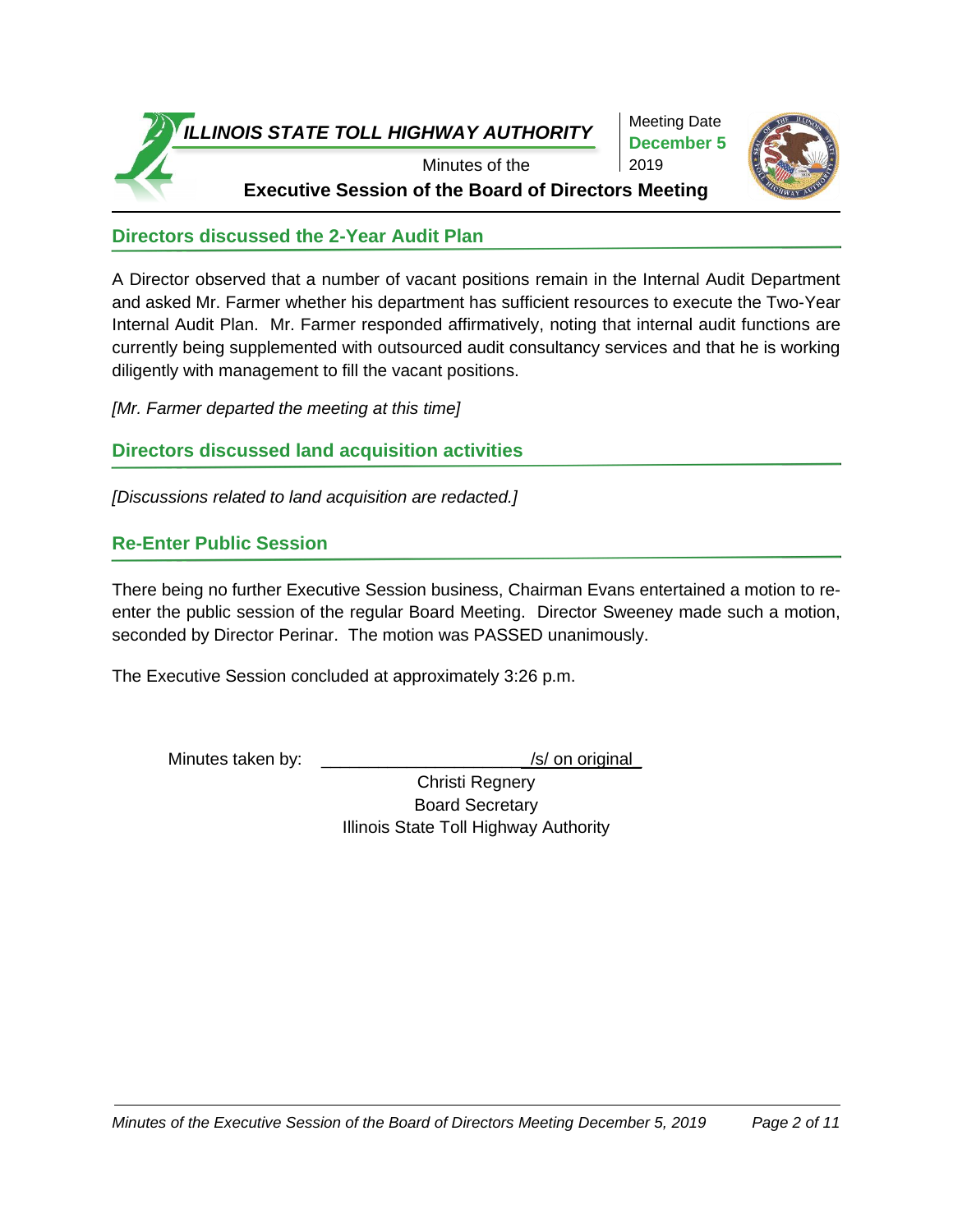## Directors discussed the 2-Year Audit Plan

A Director observed that a number of vacant positions remain in the Internal Audit Department and asked Mr. Farmer whether his department has sufficient resources to execute the Two-Year Internal Audit Plan. Mr. Farmer responded affirmatively, noting that internal audit functions are currently being supplemented with outsourced audit consultancy services and that he is working diligently with management to fill the vacant positions.

*[Mr. Farmer departed the meeting at this time]*

## Directors discussed land acquisition activities

*[Discussions related to land acquisition are redacted.]*

## Re-Enter Public Session

There being no further Executive Session business, Chairman Evans entertained a motion to re-enter the public session of the regular Board Meeting. Director Sweeney made such a motion, seconded by Director Perinar. The motion was PASSED unanimously.

The Executive Session concluded at approximately 3:26 p.m.

Minutes taken by: ______________________/s/ on original_

Christi Regnery
Board Secretary
Illinois State Toll Highway Authority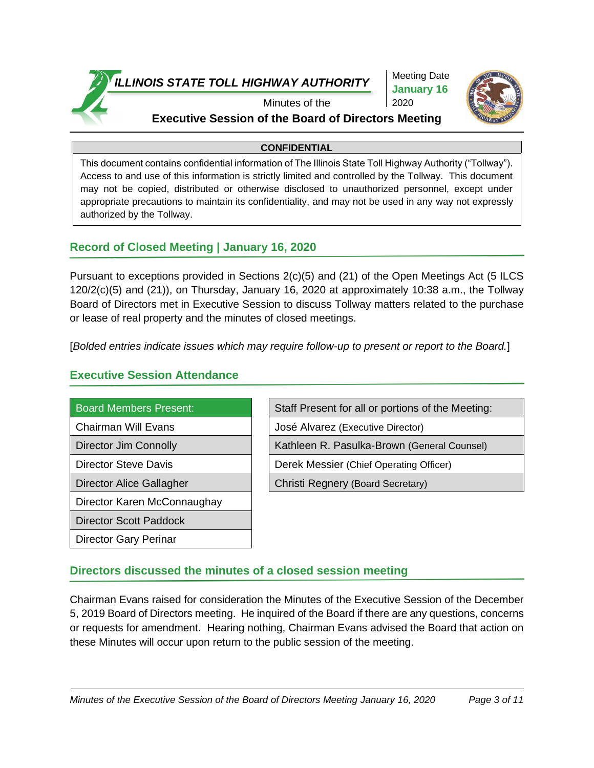**ILLINOIS STATE TOLL HIGHWAY AUTHORITY**

Minutes of the

**Executive Session of the Board of Directors Meeting**

Meeting Date
**January 16**
2020

**CONFIDENTIAL**

This document contains confidential information of The Illinois State Toll Highway Authority ("Tollway"). Access to and use of this information is strictly limited and controlled by the Tollway. This document may not be copied, distributed or otherwise disclosed to unauthorized personnel, except under appropriate precautions to maintain its confidentiality, and may not be used in any way not expressly authorized by the Tollway.

## Record of Closed Meeting | January 16, 2020

Pursuant to exceptions provided in Sections 2(c)(5) and (21) of the Open Meetings Act (5 ILCS 120/2(c)(5) and (21)), on Thursday, January 16, 2020 at approximately 10:38 a.m., the Tollway Board of Directors met in Executive Session to discuss Tollway matters related to the purchase or lease of real property and the minutes of closed meetings.

[*Bolded entries indicate issues which may require follow-up to present or report to the Board.*]

## Executive Session Attendance

| Board Members Present: |
|---|
| Chairman Will Evans |
| Director Jim Connolly |
| Director Steve Davis |
| Director Alice Gallagher |
| Director Karen McConnaughay |
| Director Scott Paddock |
| Director Gary Perinar |

| Staff Present for all or portions of the Meeting: |
|---|
| José Alvarez (Executive Director) |
| Kathleen R. Pasulka-Brown (General Counsel) |
| Derek Messier (Chief Operating Officer) |
| Christi Regnery (Board Secretary) |

## Directors discussed the minutes of a closed session meeting

Chairman Evans raised for consideration the Minutes of the Executive Session of the December 5, 2019 Board of Directors meeting. He inquired of the Board if there are any questions, concerns or requests for amendment. Hearing nothing, Chairman Evans advised the Board that action on these Minutes will occur upon return to the public session of the meeting.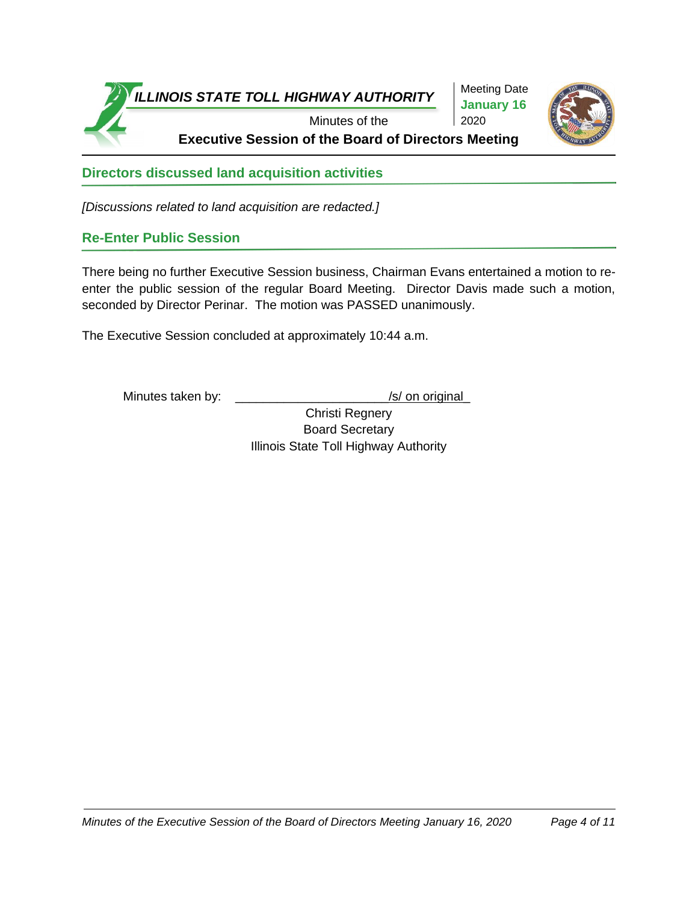## Directors discussed land acquisition activities

*[Discussions related to land acquisition are redacted.]*

## Re-Enter Public Session

There being no further Executive Session business, Chairman Evans entertained a motion to re-enter the public session of the regular Board Meeting. Director Davis made such a motion, seconded by Director Perinar. The motion was PASSED unanimously.

The Executive Session concluded at approximately 10:44 a.m.

Minutes taken by: \_\_\_\_\_\_\_\_\_\_\_\_\_\_\_\_\_\_\_\_\_\_/s/ on original\_

Christi Regnery
Board Secretary
Illinois State Toll Highway Authority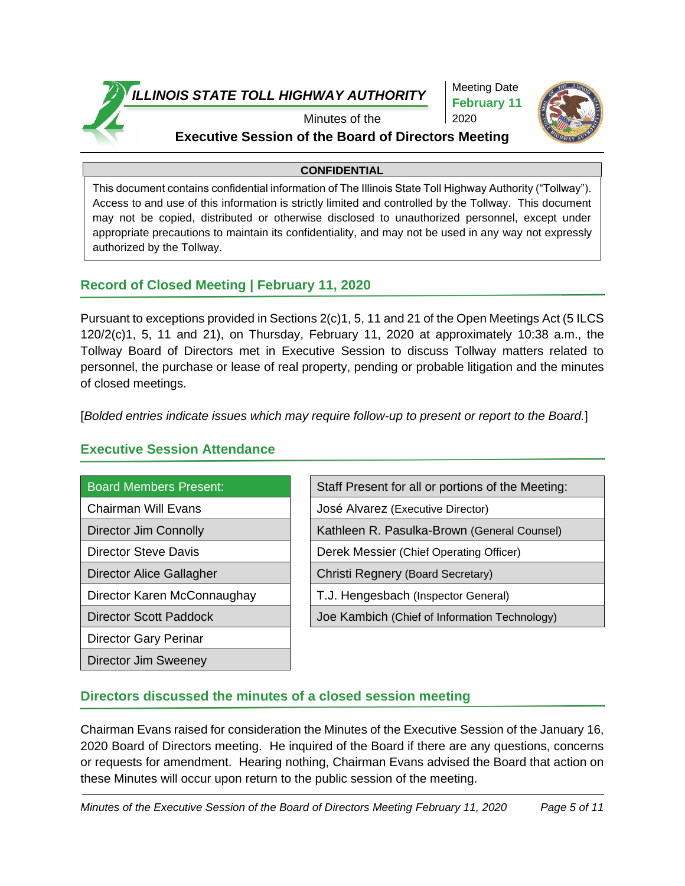**ILLINOIS STATE TOLL HIGHWAY AUTHORITY**

Minutes of the

**Executive Session of the Board of Directors Meeting**

Meeting Date
**February 11**
2020

**CONFIDENTIAL**

This document contains confidential information of The Illinois State Toll Highway Authority ("Tollway"). Access to and use of this information is strictly limited and controlled by the Tollway. This document may not be copied, distributed or otherwise disclosed to unauthorized personnel, except under appropriate precautions to maintain its confidentiality, and may not be used in any way not expressly authorized by the Tollway.

## Record of Closed Meeting | February 11, 2020

Pursuant to exceptions provided in Sections 2(c)1, 5, 11 and 21 of the Open Meetings Act (5 ILCS 120/2(c)1, 5, 11 and 21), on Thursday, February 11, 2020 at approximately 10:38 a.m., the Tollway Board of Directors met in Executive Session to discuss Tollway matters related to personnel, the purchase or lease of real property, pending or probable litigation and the minutes of closed meetings.

[*Bolded entries indicate issues which may require follow-up to present or report to the Board.*]

## Executive Session Attendance

| Board Members Present: |
|---|
| Chairman Will Evans |
| Director Jim Connolly |
| Director Steve Davis |
| Director Alice Gallagher |
| Director Karen McConnaughay |
| Director Scott Paddock |
| Director Gary Perinar |
| Director Jim Sweeney |

| Staff Present for all or portions of the Meeting: |
|---|
| José Alvarez (Executive Director) |
| Kathleen R. Pasulka-Brown (General Counsel) |
| Derek Messier (Chief Operating Officer) |
| Christi Regnery (Board Secretary) |
| T.J. Hengesbach (Inspector General) |
| Joe Kambich (Chief of Information Technology) |

## Directors discussed the minutes of a closed session meeting

Chairman Evans raised for consideration the Minutes of the Executive Session of the January 16, 2020 Board of Directors meeting. He inquired of the Board if there are any questions, concerns or requests for amendment. Hearing nothing, Chairman Evans advised the Board that action on these Minutes will occur upon return to the public session of the meeting.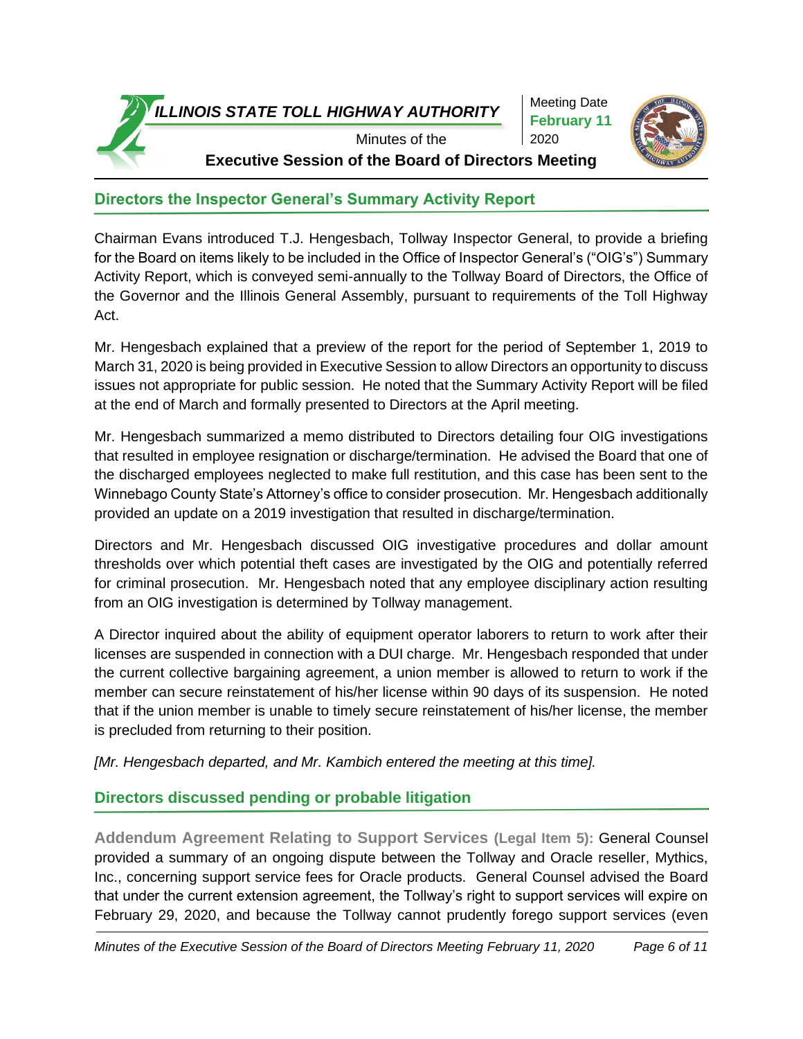## Directors the Inspector General's Summary Activity Report

Chairman Evans introduced T.J. Hengesbach, Tollway Inspector General, to provide a briefing for the Board on items likely to be included in the Office of Inspector General's ("OIG's") Summary Activity Report, which is conveyed semi-annually to the Tollway Board of Directors, the Office of the Governor and the Illinois General Assembly, pursuant to requirements of the Toll Highway Act.

Mr. Hengesbach explained that a preview of the report for the period of September 1, 2019 to March 31, 2020 is being provided in Executive Session to allow Directors an opportunity to discuss issues not appropriate for public session. He noted that the Summary Activity Report will be filed at the end of March and formally presented to Directors at the April meeting.

Mr. Hengesbach summarized a memo distributed to Directors detailing four OIG investigations that resulted in employee resignation or discharge/termination. He advised the Board that one of the discharged employees neglected to make full restitution, and this case has been sent to the Winnebago County State's Attorney's office to consider prosecution. Mr. Hengesbach additionally provided an update on a 2019 investigation that resulted in discharge/termination.

Directors and Mr. Hengesbach discussed OIG investigative procedures and dollar amount thresholds over which potential theft cases are investigated by the OIG and potentially referred for criminal prosecution. Mr. Hengesbach noted that any employee disciplinary action resulting from an OIG investigation is determined by Tollway management.

A Director inquired about the ability of equipment operator laborers to return to work after their licenses are suspended in connection with a DUI charge. Mr. Hengesbach responded that under the current collective bargaining agreement, a union member is allowed to return to work if the member can secure reinstatement of his/her license within 90 days of its suspension. He noted that if the union member is unable to timely secure reinstatement of his/her license, the member is precluded from returning to their position.

*[Mr. Hengesbach departed, and Mr. Kambich entered the meeting at this time].*

## Directors discussed pending or probable litigation

**Addendum Agreement Relating to Support Services (Legal Item 5):** General Counsel provided a summary of an ongoing dispute between the Tollway and Oracle reseller, Mythics, Inc., concerning support service fees for Oracle products. General Counsel advised the Board that under the current extension agreement, the Tollway's right to support services will expire on February 29, 2020, and because the Tollway cannot prudently forego support services (even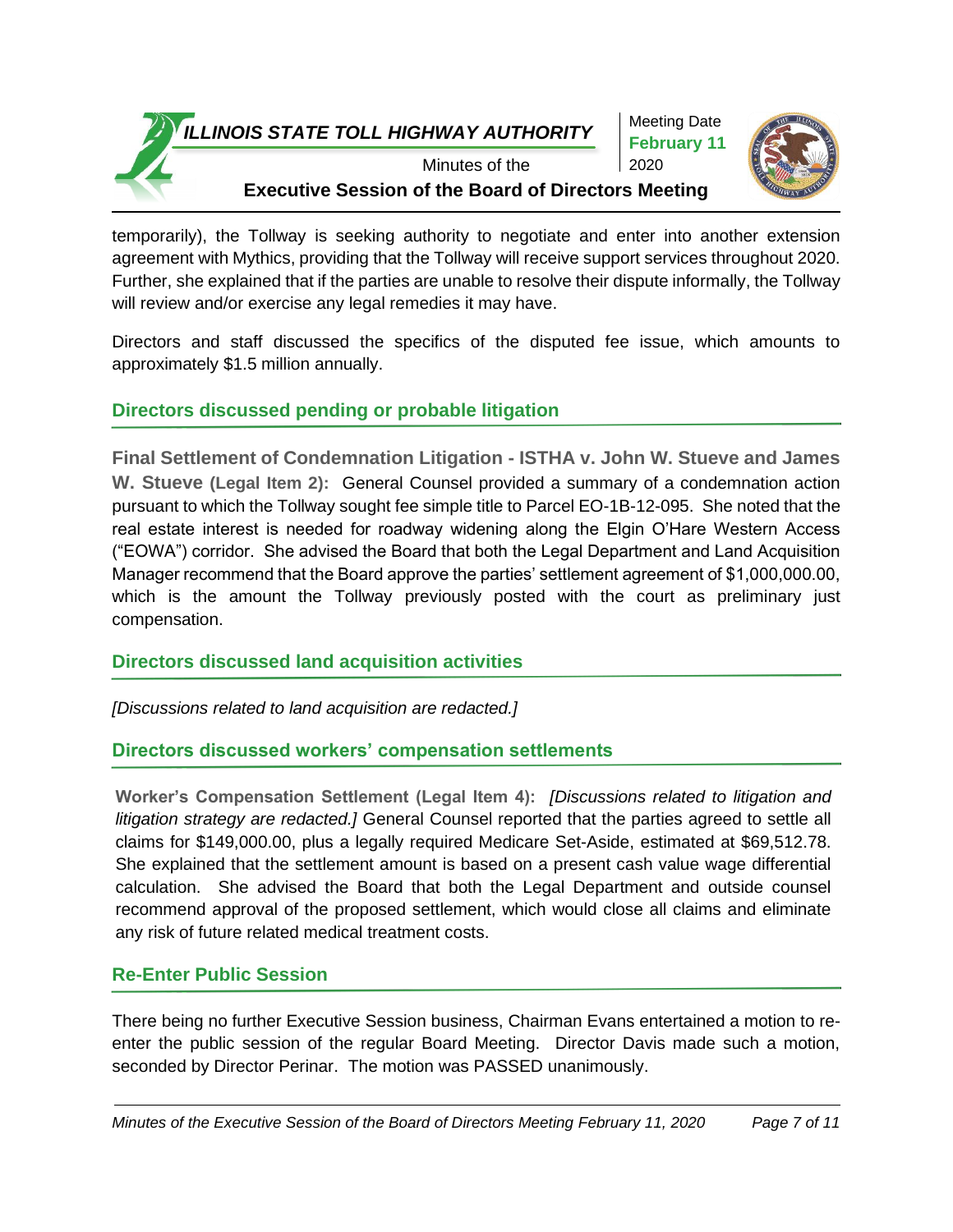temporarily), the Tollway is seeking authority to negotiate and enter into another extension agreement with Mythics, providing that the Tollway will receive support services throughout 2020. Further, she explained that if the parties are unable to resolve their dispute informally, the Tollway will review and/or exercise any legal remedies it may have.

Directors and staff discussed the specifics of the disputed fee issue, which amounts to approximately $1.5 million annually.

## Directors discussed pending or probable litigation

**Final Settlement of Condemnation Litigation - ISTHA v. John W. Stueve and James W. Stueve (Legal Item 2):** General Counsel provided a summary of a condemnation action pursuant to which the Tollway sought fee simple title to Parcel EO-1B-12-095. She noted that the real estate interest is needed for roadway widening along the Elgin O'Hare Western Access ("EOWA") corridor. She advised the Board that both the Legal Department and Land Acquisition Manager recommend that the Board approve the parties' settlement agreement of $1,000,000.00, which is the amount the Tollway previously posted with the court as preliminary just compensation.

## Directors discussed land acquisition activities

*[Discussions related to land acquisition are redacted.]*

## Directors discussed workers' compensation settlements

**Worker's Compensation Settlement (Legal Item 4):** *[Discussions related to litigation and litigation strategy are redacted.]* General Counsel reported that the parties agreed to settle all claims for $149,000.00, plus a legally required Medicare Set-Aside, estimated at $69,512.78. She explained that the settlement amount is based on a present cash value wage differential calculation. She advised the Board that both the Legal Department and outside counsel recommend approval of the proposed settlement, which would close all claims and eliminate any risk of future related medical treatment costs.

## Re-Enter Public Session

There being no further Executive Session business, Chairman Evans entertained a motion to re-enter the public session of the regular Board Meeting. Director Davis made such a motion, seconded by Director Perinar. The motion was PASSED unanimously.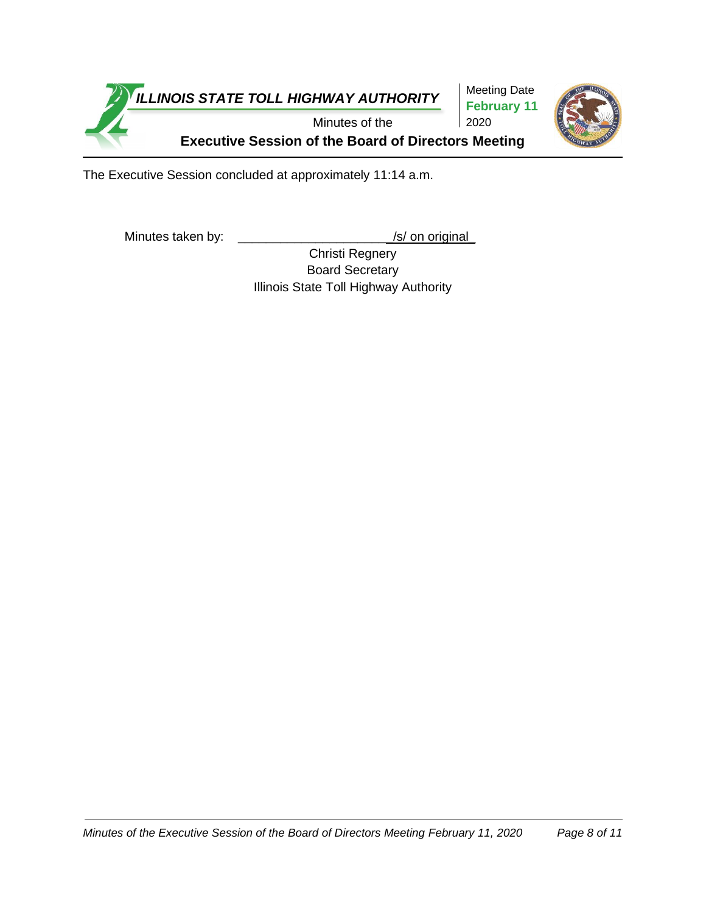The Executive Session concluded at approximately 11:14 a.m.

Minutes taken by: ______________________/s/ on original

Christi Regnery
Board Secretary
Illinois State Toll Highway Authority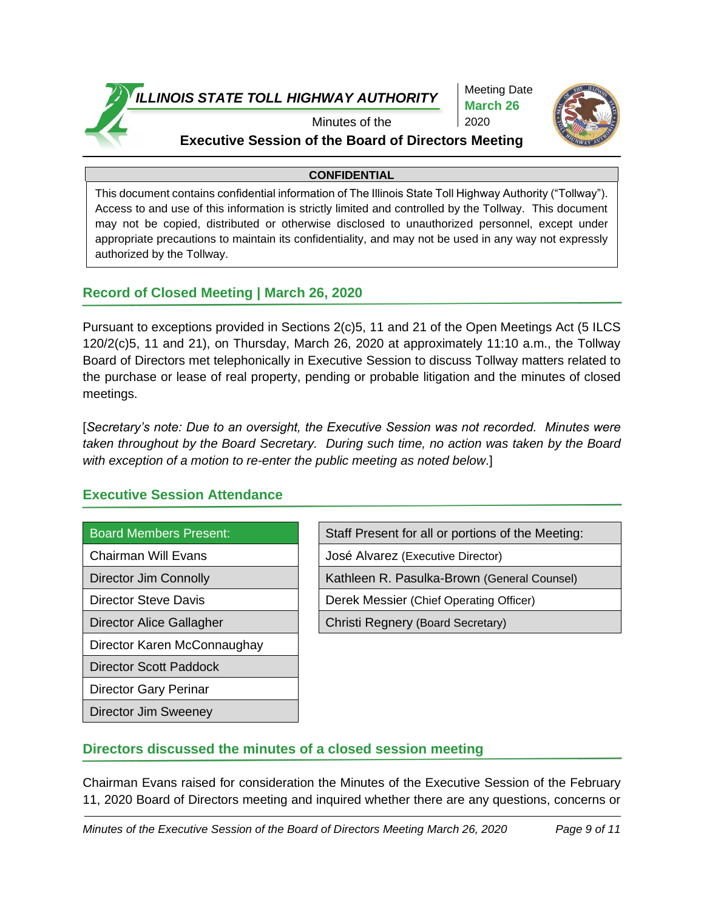ILLINOIS STATE TOLL HIGHWAY AUTHORITY

Minutes of the

**Executive Session of the Board of Directors Meeting**

Meeting Date **March 26** 2020

| **CONFIDENTIAL** |
| --- |
| This document contains confidential information of The Illinois State Toll Highway Authority ("Tollway"). Access to and use of this information is strictly limited and controlled by the Tollway. This document may not be copied, distributed or otherwise disclosed to unauthorized personnel, except under appropriate precautions to maintain its confidentiality, and may not be used in any way not expressly authorized by the Tollway. |

## Record of Closed Meeting | March 26, 2020

Pursuant to exceptions provided in Sections 2(c)5, 11 and 21 of the Open Meetings Act (5 ILCS 120/2(c)5, 11 and 21), on Thursday, March 26, 2020 at approximately 11:10 a.m., the Tollway Board of Directors met telephonically in Executive Session to discuss Tollway matters related to the purchase or lease of real property, pending or probable litigation and the minutes of closed meetings.

[*Secretary's note: Due to an oversight, the Executive Session was not recorded. Minutes were taken throughout by the Board Secretary. During such time, no action was taken by the Board with exception of a motion to re-enter the public meeting as noted below*.]

## Executive Session Attendance

| Board Members Present: |
| --- |
| Chairman Will Evans |
| Director Jim Connolly |
| Director Steve Davis |
| Director Alice Gallagher |
| Director Karen McConnaughay |
| Director Scott Paddock |
| Director Gary Perinar |
| Director Jim Sweeney |

| Staff Present for all or portions of the Meeting: |
| --- |
| José Alvarez (Executive Director) |
| Kathleen R. Pasulka-Brown (General Counsel) |
| Derek Messier (Chief Operating Officer) |
| Christi Regnery (Board Secretary) |

## Directors discussed the minutes of a closed session meeting

Chairman Evans raised for consideration the Minutes of the Executive Session of the February 11, 2020 Board of Directors meeting and inquired whether there are any questions, concerns or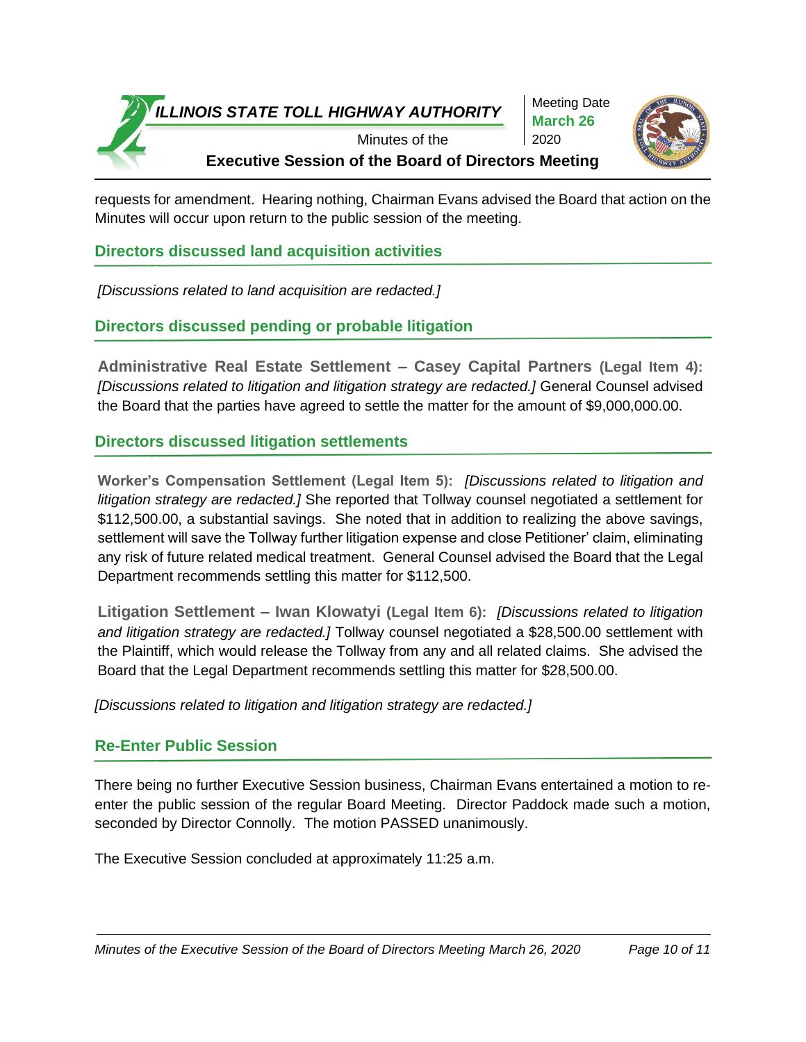requests for amendment. Hearing nothing, Chairman Evans advised the Board that action on the Minutes will occur upon return to the public session of the meeting.

## Directors discussed land acquisition activities

*[Discussions related to land acquisition are redacted.]*

## Directors discussed pending or probable litigation

**Administrative Real Estate Settlement – Casey Capital Partners (Legal Item 4):** *[Discussions related to litigation and litigation strategy are redacted.]* General Counsel advised the Board that the parties have agreed to settle the matter for the amount of $9,000,000.00.

## Directors discussed litigation settlements

**Worker's Compensation Settlement (Legal Item 5):** *[Discussions related to litigation and litigation strategy are redacted.]* She reported that Tollway counsel negotiated a settlement for $112,500.00, a substantial savings. She noted that in addition to realizing the above savings, settlement will save the Tollway further litigation expense and close Petitioner' claim, eliminating any risk of future related medical treatment. General Counsel advised the Board that the Legal Department recommends settling this matter for $112,500.

**Litigation Settlement – Iwan Klowatyi (Legal Item 6):** *[Discussions related to litigation and litigation strategy are redacted.]* Tollway counsel negotiated a $28,500.00 settlement with the Plaintiff, which would release the Tollway from any and all related claims. She advised the Board that the Legal Department recommends settling this matter for $28,500.00.

*[Discussions related to litigation and litigation strategy are redacted.]*

## Re-Enter Public Session

There being no further Executive Session business, Chairman Evans entertained a motion to re-enter the public session of the regular Board Meeting. Director Paddock made such a motion, seconded by Director Connolly. The motion PASSED unanimously.

The Executive Session concluded at approximately 11:25 a.m.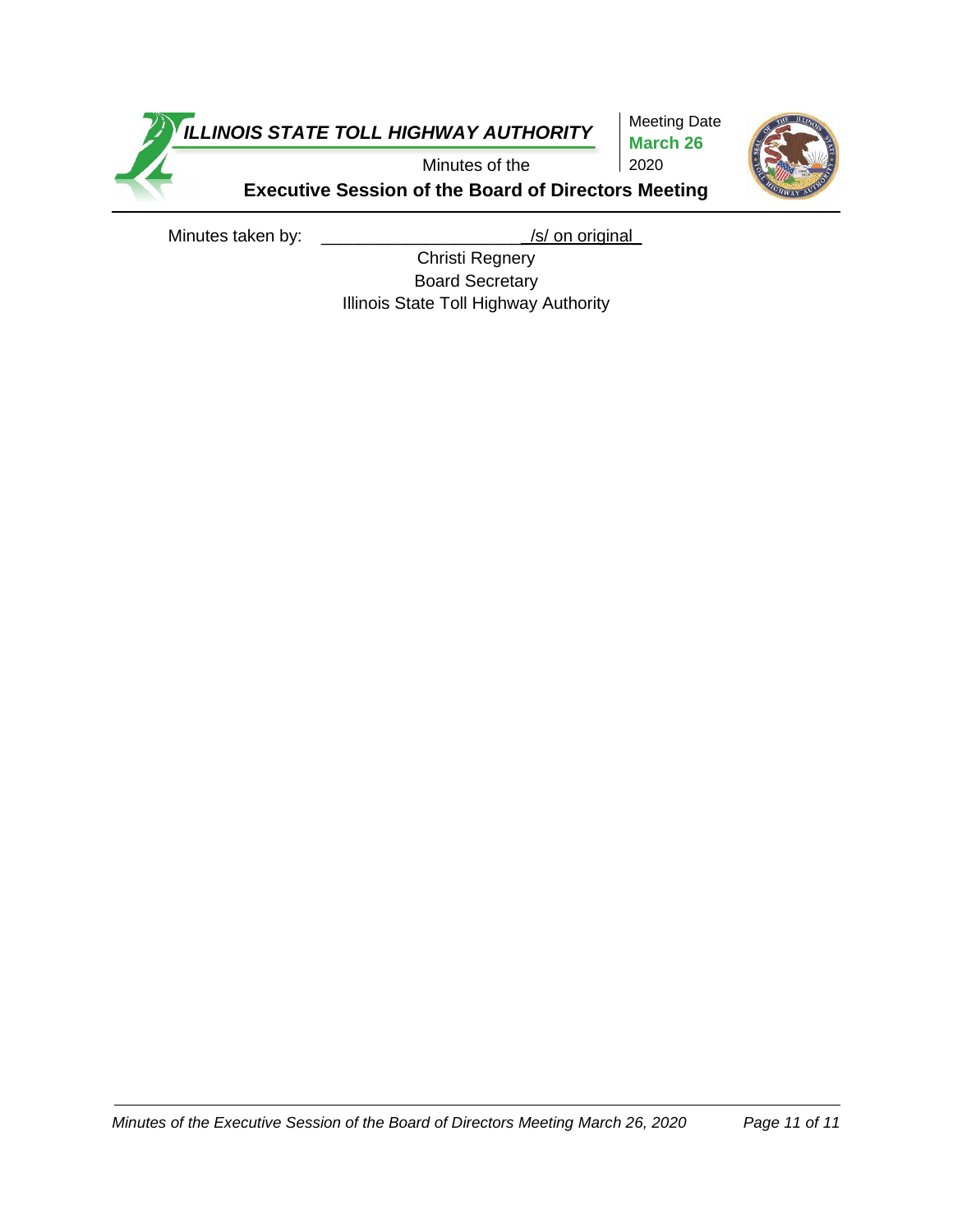Minutes taken by: ______________________/s/ on original_

Christi Regnery
Board Secretary
Illinois State Toll Highway Authority